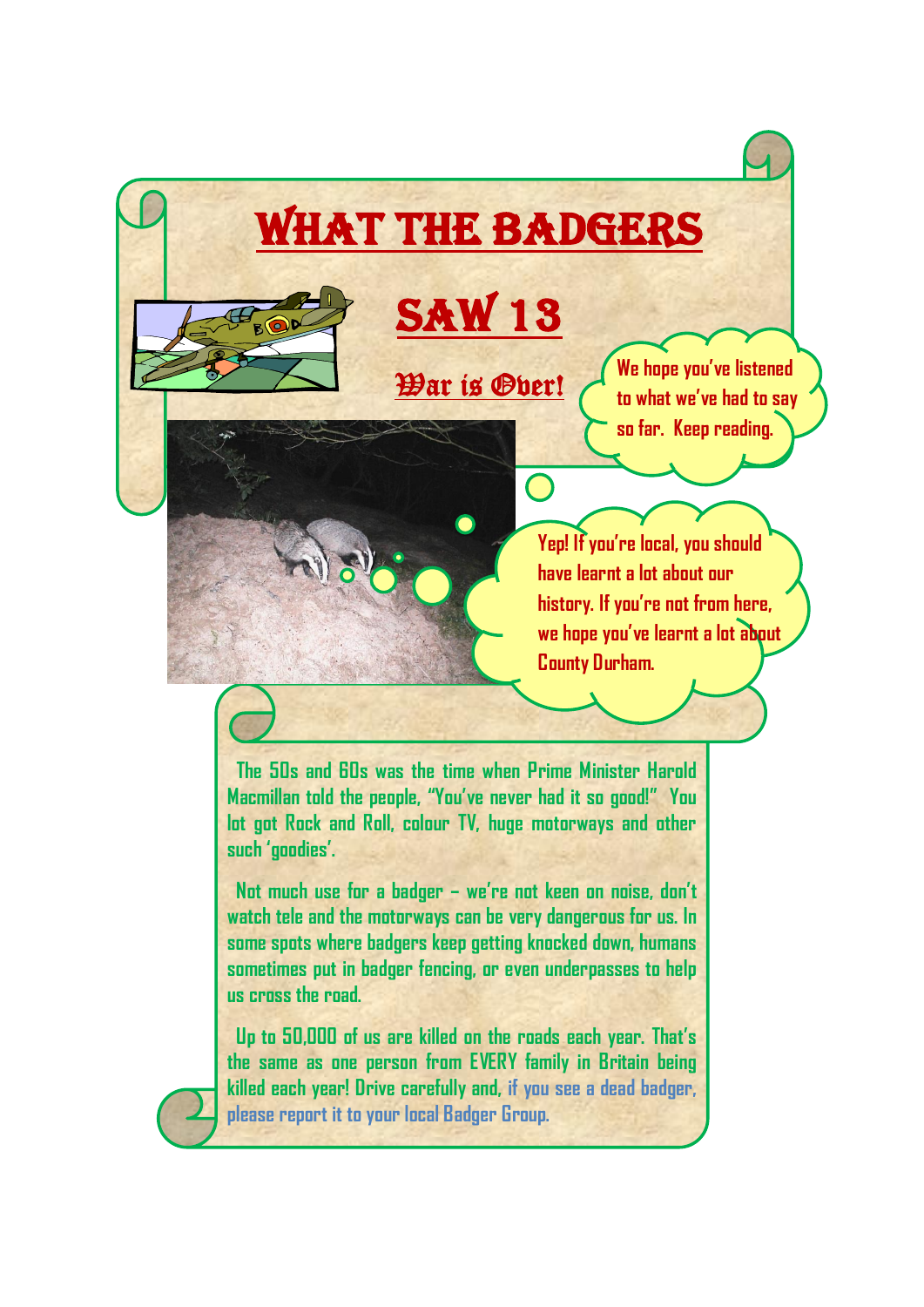# WHAT THE BADGERS SAW 13

## War is Over!

We hope you've listened to what we've had to say so far. Keep reading.

Yep! If you're local, you should have learnt a lot about our history. If you're not from here, we hope you've learnt a lot about County Durham.

The 50s and 60s was the time when Prime Minister Harold Macmillan told the people, "You've never had it so good!" You lot got Rock and Roll, colour TV, huge motorways and other such 'goodies'.

Not much use for a badger – we're not keen on noise, don't watch tele and the motorways can be very dangerous for us. In some spots where badgers keep getting knocked down, humans sometimes put in badger fencing, or even underpasses to help us cross the road.

Up to 50,000 of us are killed on the roads each year. That's the same as one person from EVERY family in Britain being killed each year! Drive carefully and, if you see a dead badger, please report it to your local Badger Group.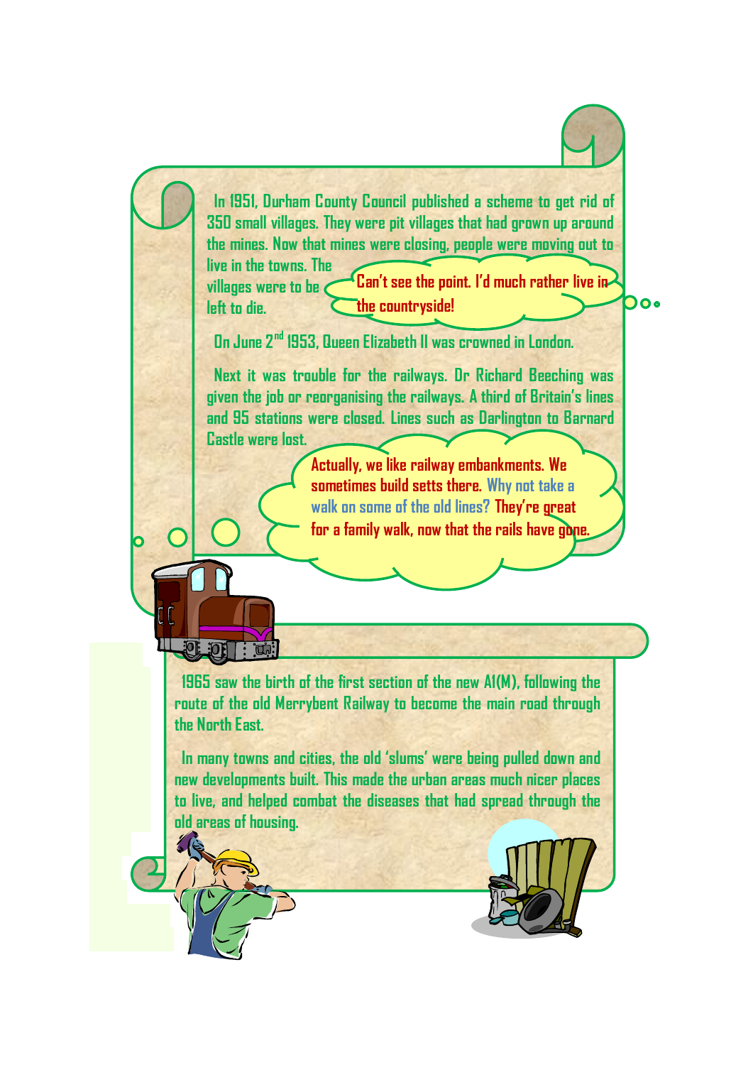In 1951, Durham County Council published a scheme to get rid of 350 small villages. They were pit villages that had grown up around the mines. Now that mines were closing, people were moving out to live in the towns. The villages were to be left to die.

Can't see the point. I'd much rather live in the countryside!

On June 2nd 1953, Queen Elizabeth II was crowned in London.

Next it was trouble for the railways. Dr Richard Beeching was given the job or reorganising the railways. A third of Britain's lines and 95 stations were closed. Lines such as Darlington to Barnard Castle were lost.

Actually, we like railway embankments. We sometimes build setts there. Why not take a walk on some of the old lines? They're great for a family walk, now that the rails have gone.

1965 saw the birth of the first section of the new A1(M), following the route of the old Merrybent Railway to become the main road through the North East.

In many towns and cities, the old 'slums' were being pulled down and new developments built. This made the urban areas much nicer places to live, and helped combat the diseases that had spread through the old areas of housing.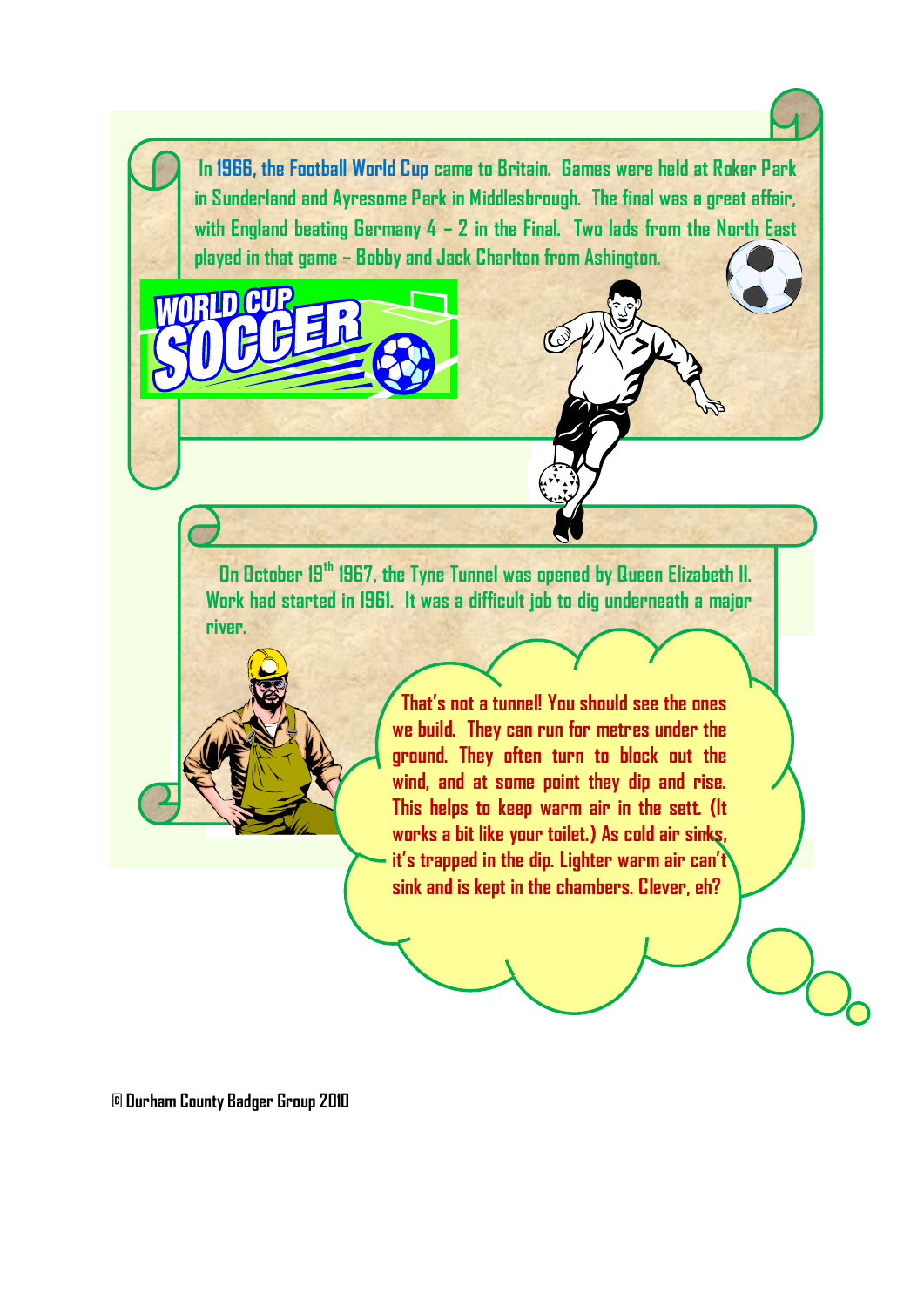In **1966, the Football World Cup** came to Britain. Games were held at Roker Park in Sunderland and Ayresome Park in Middlesbrough. The final was a great affair, with England beating Germany 4 – 2 in the Final. Two lads from the North East played in that game – Bobby and Jack Charlton from Ashington.

On October 19th 1967, the Tyne Tunnel was opened by Queen Elizabeth II. Work had started in 1961. It was a difficult job to dig underneath a major river.

That's not a tunnel! You should see the ones we build. They can run for metres under the ground. They often turn to block out the wind, and at some point they dip and rise. This helps to keep warm air in the sett. (It works a bit like your toilet.) As cold air sinks, it's trapped in the dip. Lighter warm air can't sink and is kept in the chambers. Clever, eh?

© Durham County Badger Group 2010